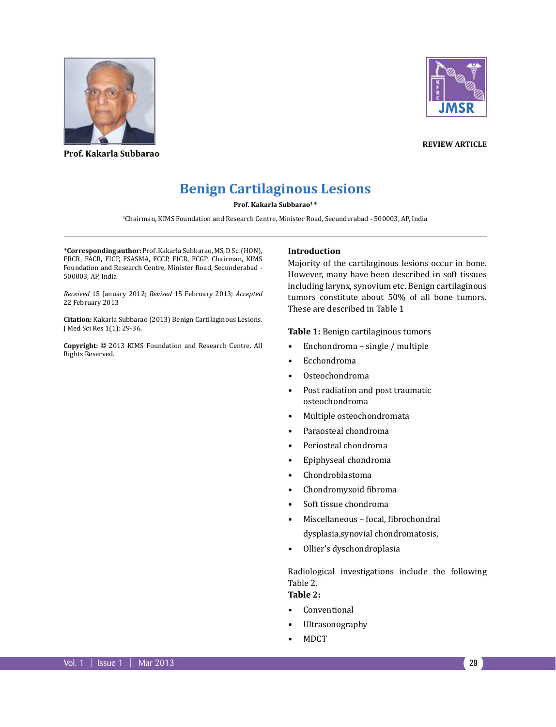Prof. Kakarla Subbarao

REVIEW ARTICLE

# Benign Cartilaginous Lesions

**Prof. Kakarla Subbarao[1,*]**

[1]Chairman, KIMS Foundation and Research Centre, Minister Road, Secunderabad - 500003, AP, India

**\*Corresponding author:** Prof. Kakarla Subbarao, MS, D Sc. (HON), FRCR, FACR, FICP, FSASMA, FCCP, FICR, FCGP, Chairman, KIMS Foundation and Research Centre, Minister Road, Secunderabad - 500003, AP, India

*Received* 15 January 2012; *Revised* 15 February 2013; *Accepted* 22 February 2013

**Citation:** Kakarla Subbarao (2013) Benign Cartilaginous Lesions. J Med Sci Res 1(1): 29-36.

**Copyright:** © 2013 KIMS Foundation and Research Centre. All Rights Reserved.

## Introduction

Majority of the cartilaginous lesions occur in bone. However, many have been described in soft tissues including larynx, synovium etc. Benign cartilaginous tumors constitute about 50% of all bone tumors. These are described in Table 1

**Table 1:** Benign cartilaginous tumors

- Enchondroma – single / multiple
- Ecchondroma
- Osteochondroma
- Post radiation and post traumatic osteochondroma
- Multiple osteochondromata
- Paraosteal chondroma
- Periosteal chondroma
- Epiphyseal chondroma
- Chondroblastoma
- Chondromyxoid fibroma
- Soft tissue chondroma
- Miscellaneous – focal, fibrochondral dysplasia,synovial chondromatosis,
- Ollier's dyschondroplasia

Radiological investigations include the following Table 2.

**Table 2:**

- Conventional
- Ultrasonography
- MDCT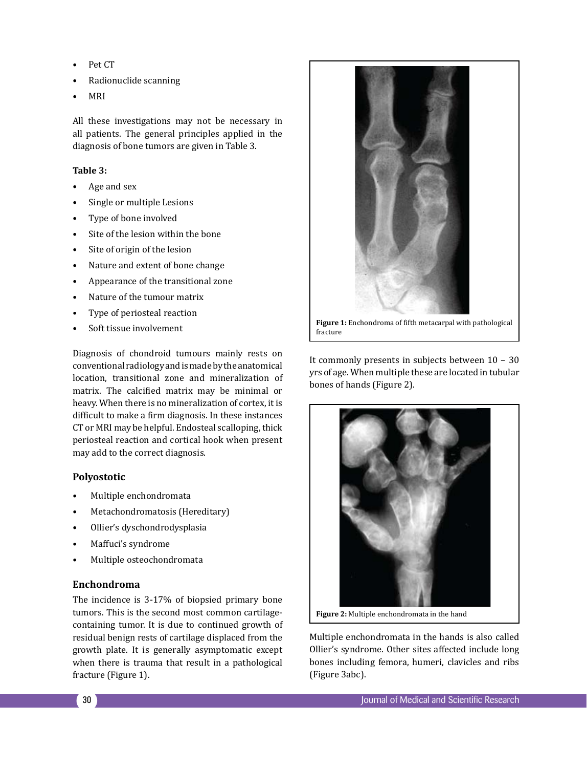- Pet CT
- Radionuclide scanning
- MRI

All these investigations may not be necessary in all patients. The general principles applied in the diagnosis of bone tumors are given in Table 3.

**Table 3:**

- Age and sex
- Single or multiple Lesions
- Type of bone involved
- Site of the lesion within the bone
- Site of origin of the lesion
- Nature and extent of bone change
- Appearance of the transitional zone
- Nature of the tumour matrix
- Type of periosteal reaction
- Soft tissue involvement

Diagnosis of chondroid tumours mainly rests on conventional radiology and is made by the anatomical location, transitional zone and mineralization of matrix. The calcified matrix may be minimal or heavy. When there is no mineralization of cortex, it is difficult to make a firm diagnosis. In these instances CT or MRI may be helpful. Endosteal scalloping, thick periosteal reaction and cortical hook when present may add to the correct diagnosis.

### Polyostotic

- Multiple enchondromata
- Metachondromatosis (Hereditary)
- Ollier's dyschondrodysplasia
- Maffuci's syndrome
- Multiple osteochondromata

### Enchondroma

The incidence is 3-17% of biopsied primary bone tumors. This is the second most common cartilage-containing tumor. It is due to continued growth of residual benign rests of cartilage displaced from the growth plate. It is generally asymptomatic except when there is trauma that result in a pathological fracture (Figure 1).

**Figure 1:** Enchondroma of fifth metacarpal with pathological fracture

It commonly presents in subjects between 10 – 30 yrs of age. When multiple these are located in tubular bones of hands (Figure 2).

**Figure 2:** Multiple enchondromata in the hand

Multiple enchondromata in the hands is also called Ollier's syndrome. Other sites affected include long bones including femora, humeri, clavicles and ribs (Figure 3abc).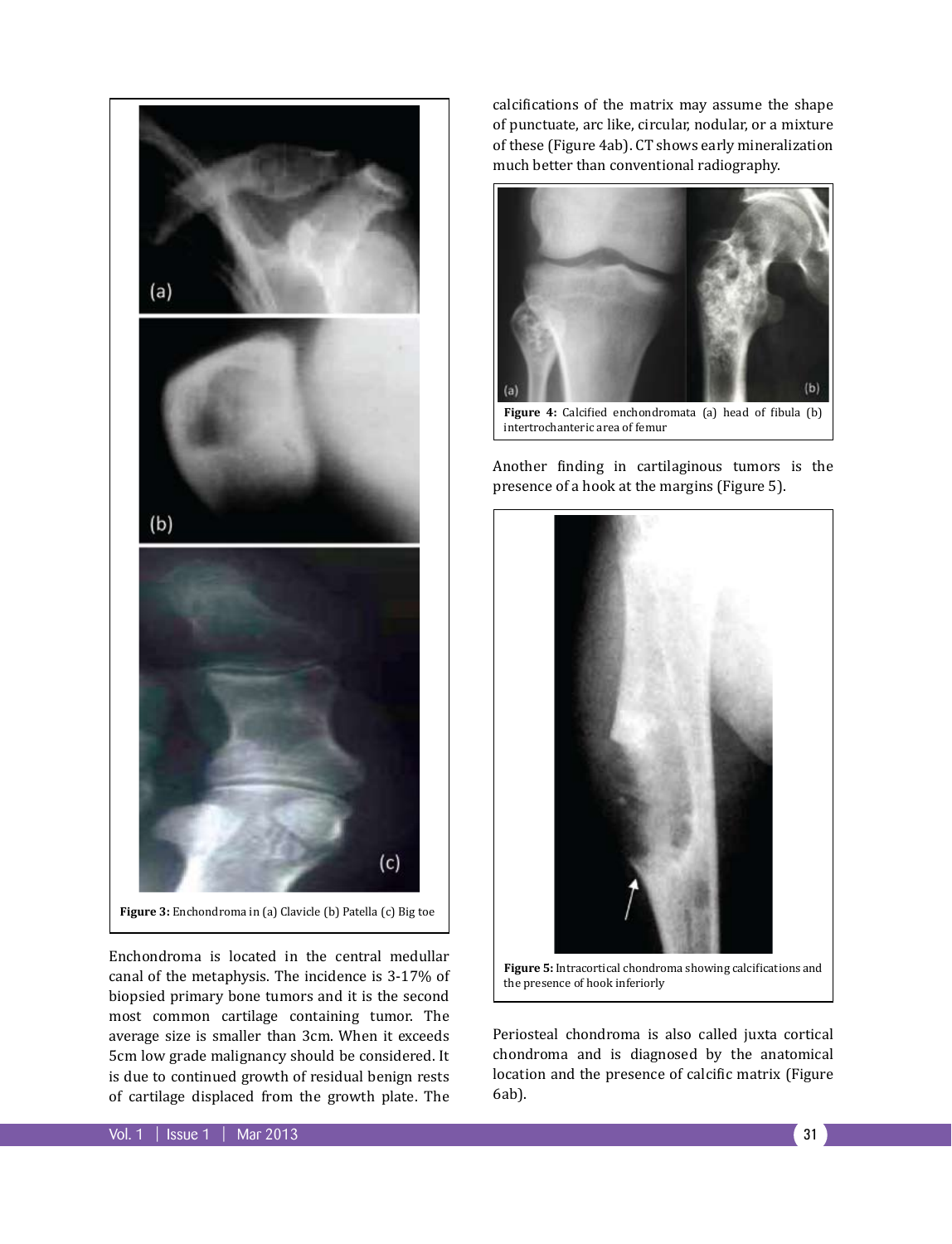Figure 3: Enchondroma in (a) Clavicle (b) Patella (c) Big toe

Enchondroma is located in the central medullar canal of the metaphysis. The incidence is 3-17% of biopsied primary bone tumors and it is the second most common cartilage containing tumor. The average size is smaller than 3cm. When it exceeds 5cm low grade malignancy should be considered. It is due to continued growth of residual benign rests of cartilage displaced from the growth plate. The calcifications of the matrix may assume the shape of punctuate, arc like, circular, nodular, or a mixture of these (Figure 4ab). CT shows early mineralization much better than conventional radiography.

Figure 4: Calcified enchondromata (a) head of fibula (b) intertrochanteric area of femur

Another finding in cartilaginous tumors is the presence of a hook at the margins (Figure 5).

Figure 5: Intracortical chondroma showing calcifications and the presence of hook inferiorly

Periosteal chondroma is also called juxta cortical chondroma and is diagnosed by the anatomical location and the presence of calcific matrix (Figure 6ab).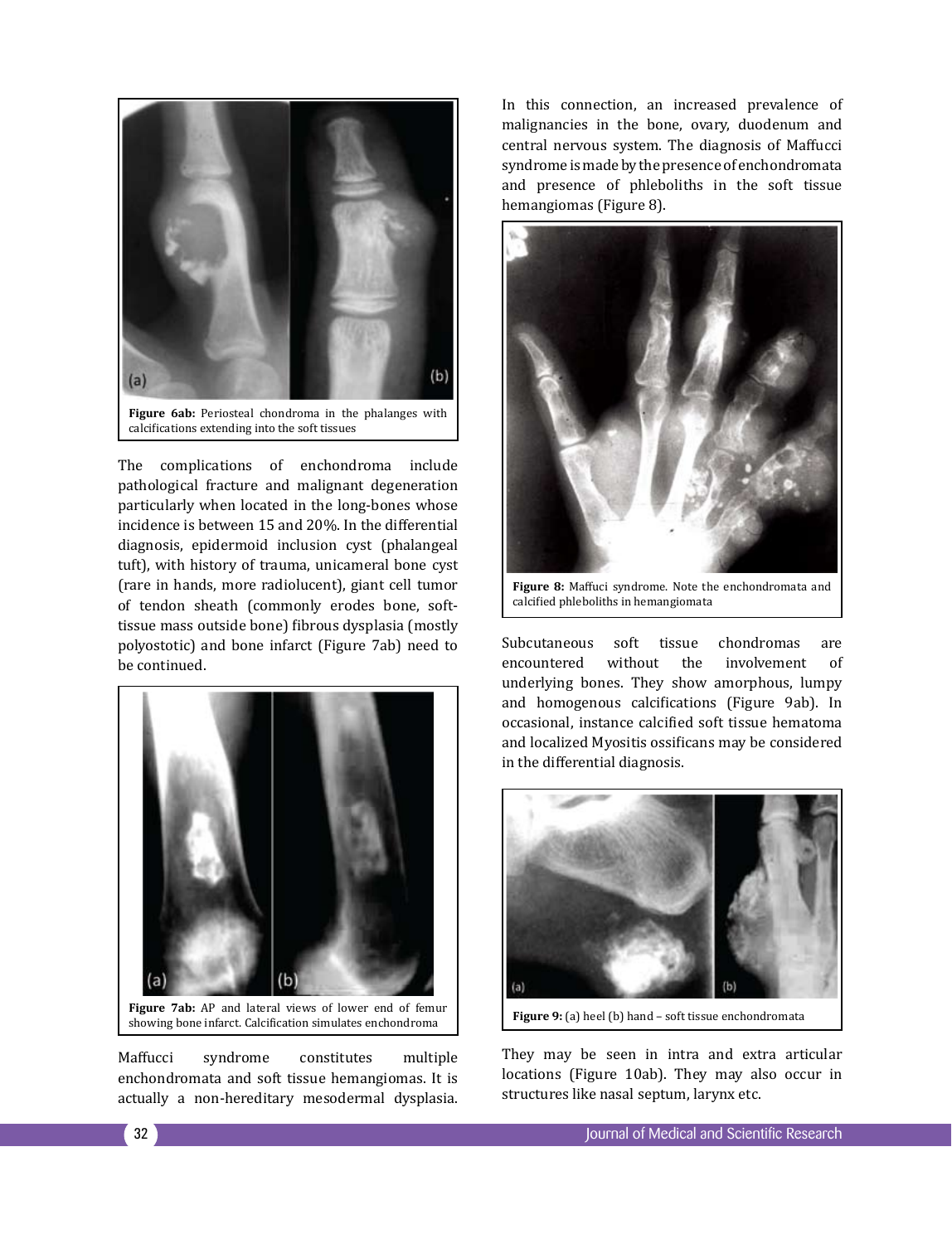**Figure 6ab:** Periosteal chondroma in the phalanges with calcifications extending into the soft tissues

The complications of enchondroma include pathological fracture and malignant degeneration particularly when located in the long-bones whose incidence is between 15 and 20%. In the differential diagnosis, epidermoid inclusion cyst (phalangeal tuft), with history of trauma, unicameral bone cyst (rare in hands, more radiolucent), giant cell tumor of tendon sheath (commonly erodes bone, soft-tissue mass outside bone) fibrous dysplasia (mostly polyostotic) and bone infarct (Figure 7ab) need to be continued.

**Figure 7ab:** AP and lateral views of lower end of femur showing bone infarct. Calcification simulates enchondroma

Maffucci syndrome constitutes multiple enchondromata and soft tissue hemangiomas. It is actually a non-hereditary mesodermal dysplasia. In this connection, an increased prevalence of malignancies in the bone, ovary, duodenum and central nervous system. The diagnosis of Maffucci syndrome is made by the presence of enchondromata and presence of phleboliths in the soft tissue hemangiomas (Figure 8).

**Figure 8:** Maffuci syndrome. Note the enchondromata and calcified phleboliths in hemangiomata

Subcutaneous soft tissue chondromas are encountered without the involvement of underlying bones. They show amorphous, lumpy and homogenous calcifications (Figure 9ab). In occasional, instance calcified soft tissue hematoma and localized Myositis ossificans may be considered in the differential diagnosis.

**Figure 9:** (a) heel (b) hand – soft tissue enchondromata

They may be seen in intra and extra articular locations (Figure 10ab). They may also occur in structures like nasal septum, larynx etc.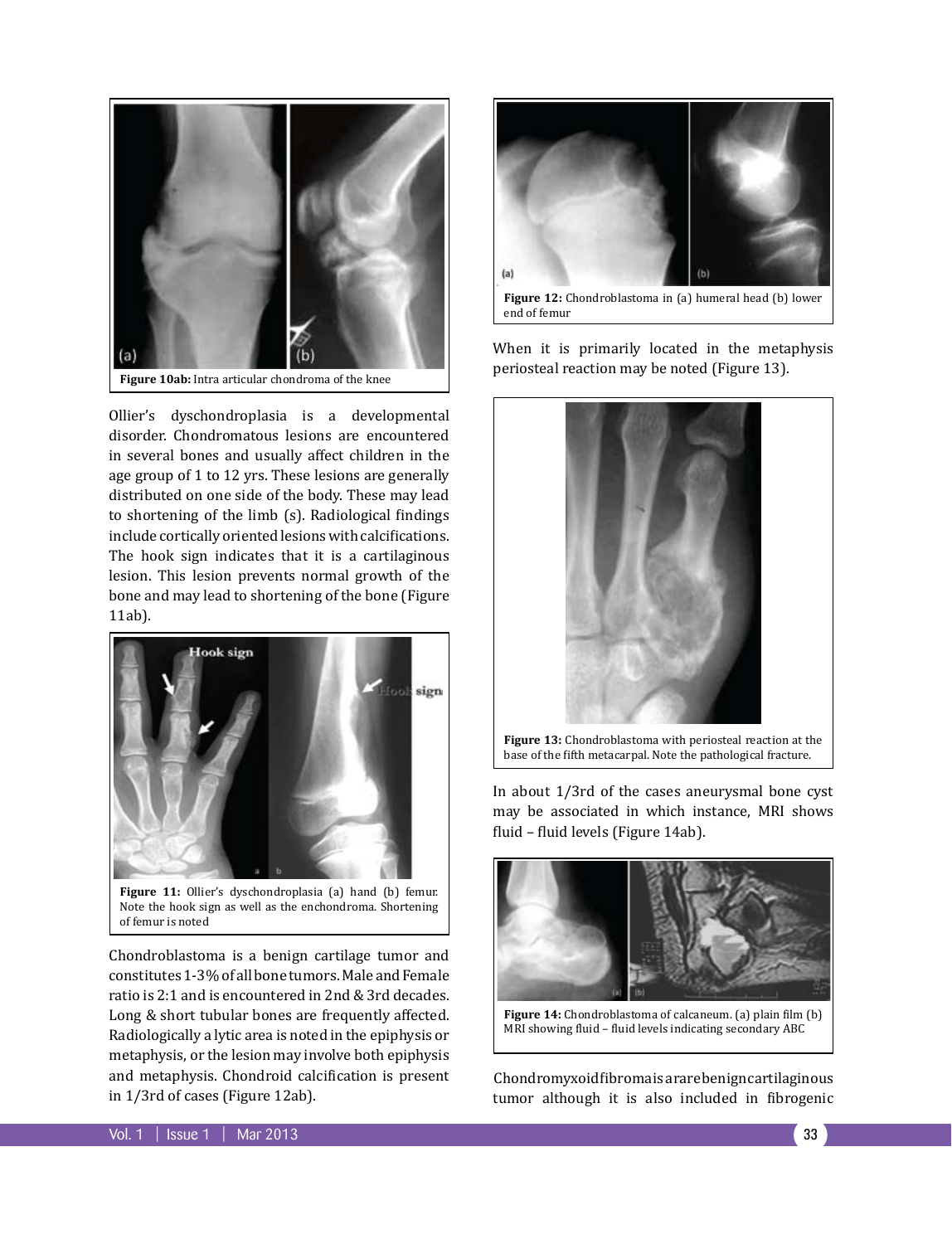Figure 10ab: Intra articular chondroma of the knee

Ollier's dyschondroplasia is a developmental disorder. Chondromatous lesions are encountered in several bones and usually affect children in the age group of 1 to 12 yrs. These lesions are generally distributed on one side of the body. These may lead to shortening of the limb (s). Radiological findings include cortically oriented lesions with calcifications. The hook sign indicates that it is a cartilaginous lesion. This lesion prevents normal growth of the bone and may lead to shortening of the bone (Figure 11ab).

Figure 11: Ollier's dyschondroplasia (a) hand (b) femur. Note the hook sign as well as the enchondroma. Shortening of femur is noted

Chondroblastoma is a benign cartilage tumor and constitutes 1-3% of all bone tumors. Male and Female ratio is 2:1 and is encountered in 2nd & 3rd decades. Long & short tubular bones are frequently affected. Radiologically a lytic area is noted in the epiphysis or metaphysis, or the lesion may involve both epiphysis and metaphysis. Chondroid calcification is present in 1/3rd of cases (Figure 12ab).

Figure 12: Chondroblastoma in (a) humeral head (b) lower end of femur

When it is primarily located in the metaphysis periosteal reaction may be noted (Figure 13).

Figure 13: Chondroblastoma with periosteal reaction at the base of the fifth metacarpal. Note the pathological fracture.

In about 1/3rd of the cases aneurysmal bone cyst may be associated in which instance, MRI shows fluid – fluid levels (Figure 14ab).

Figure 14: Chondroblastoma of calcaneum. (a) plain film (b) MRI showing fluid – fluid levels indicating secondary ABC

Chondromyxoid fibroma is a rare benign cartilaginous tumor although it is also included in fibrogenic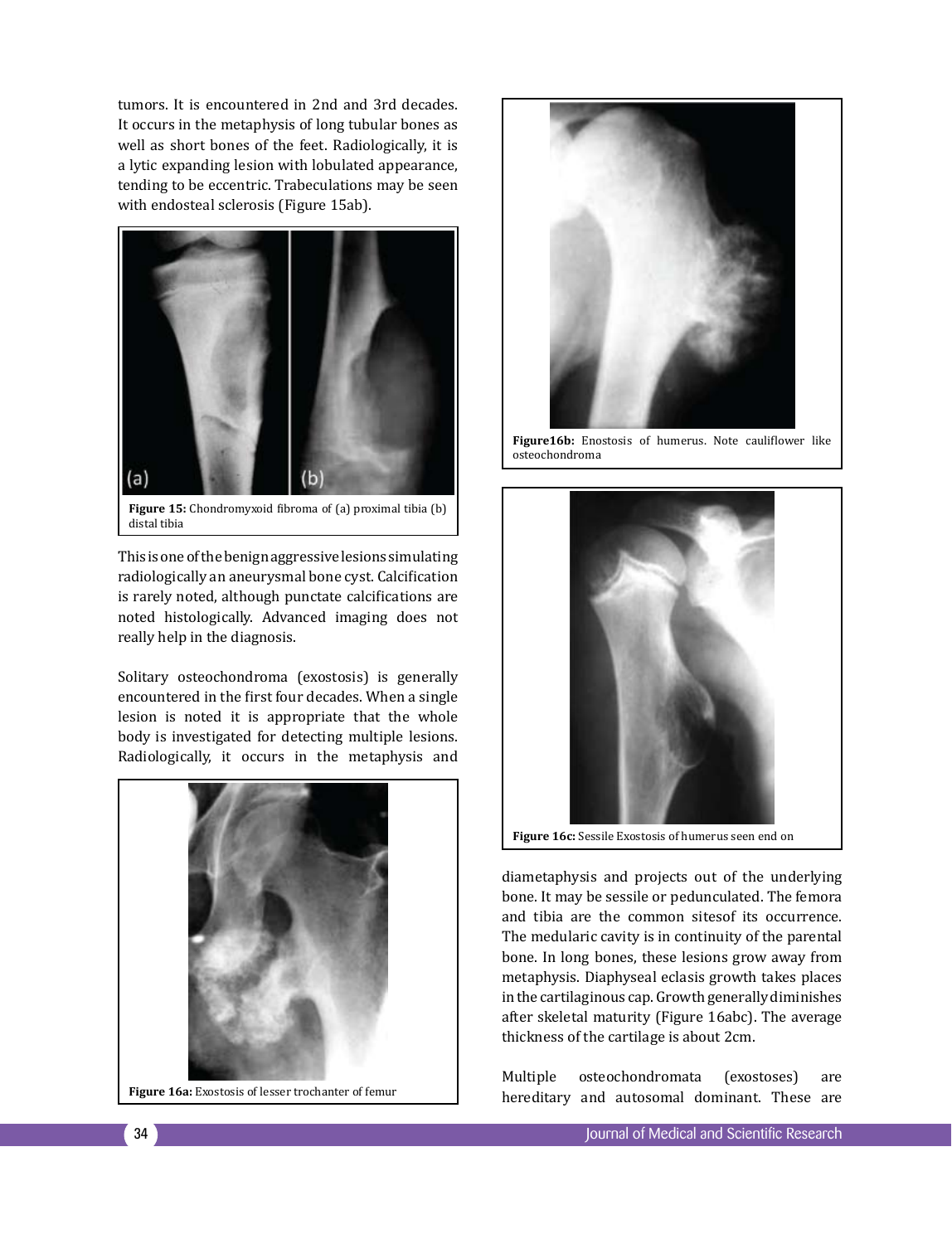tumors. It is encountered in 2nd and 3rd decades. It occurs in the metaphysis of long tubular bones as well as short bones of the feet. Radiologically, it is a lytic expanding lesion with lobulated appearance, tending to be eccentric. Trabeculations may be seen with endosteal sclerosis (Figure 15ab).

**Figure 15:** Chondromyxoid fibroma of (a) proximal tibia (b) distal tibia

This is one of the benign aggressive lesions simulating radiologically an aneurysmal bone cyst. Calcification is rarely noted, although punctate calcifications are noted histologically. Advanced imaging does not really help in the diagnosis.

Solitary osteochondroma (exostosis) is generally encountered in the first four decades. When a single lesion is noted it is appropriate that the whole body is investigated for detecting multiple lesions. Radiologically, it occurs in the metaphysis and diametaphysis and projects out of the underlying bone. It may be sessile or pedunculated. The femora and tibia are the common sitesof its occurrence. The medularic cavity is in continuity of the parental bone. In long bones, these lesions grow away from metaphysis. Diaphyseal eclasis growth takes places in the cartilaginous cap. Growth generally diminishes after skeletal maturity (Figure 16abc). The average thickness of the cartilage is about 2cm.

**Figure 16a:** Exostosis of lesser trochanter of femur

**Figure16b:** Enostosis of humerus. Note cauliflower like osteochondroma

**Figure 16c:** Sessile Exostosis of humerus seen end on

Multiple osteochondromata (exostoses) are hereditary and autosomal dominant. These are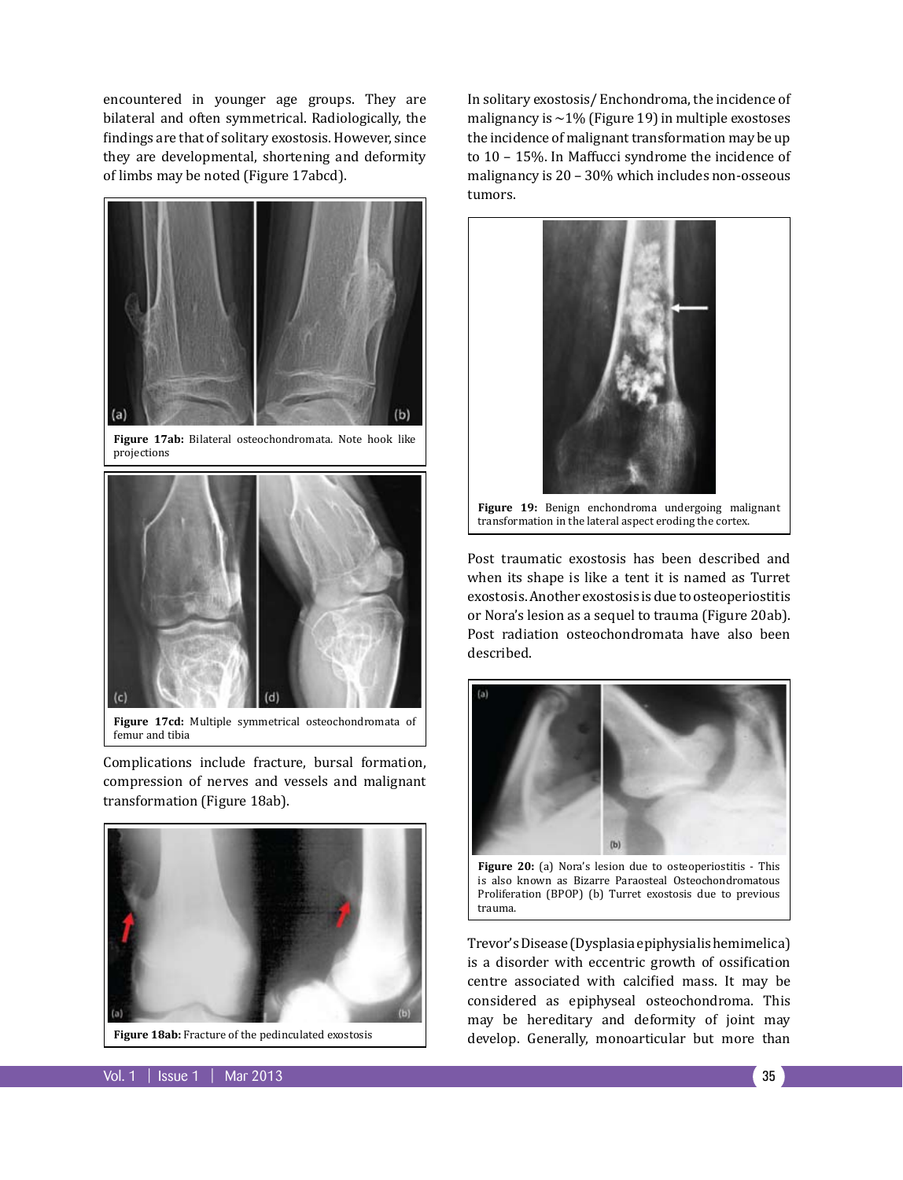encountered in younger age groups. They are bilateral and often symmetrical. Radiologically, the findings are that of solitary exostosis. However, since they are developmental, shortening and deformity of limbs may be noted (Figure 17abcd).

**Figure 17ab:** Bilateral osteochondromata. Note hook like projections

**Figure 17cd:** Multiple symmetrical osteochondromata of femur and tibia

Complications include fracture, bursal formation, compression of nerves and vessels and malignant transformation (Figure 18ab).

**Figure 18ab:** Fracture of the pedinculated exostosis

In solitary exostosis/ Enchondroma, the incidence of malignancy is ~1% (Figure 19) in multiple exostoses the incidence of malignant transformation may be up to 10 – 15%. In Maffucci syndrome the incidence of malignancy is 20 – 30% which includes non-osseous tumors.

**Figure 19:** Benign enchondroma undergoing malignant transformation in the lateral aspect eroding the cortex.

Post traumatic exostosis has been described and when its shape is like a tent it is named as Turret exostosis. Another exostosis is due to osteoperiostitis or Nora's lesion as a sequel to trauma (Figure 20ab). Post radiation osteochondromata have also been described.

**Figure 20:** (a) Nora's lesion due to osteoperiostitis - This is also known as Bizarre Paraosteal Osteochondromatous Proliferation (BPOP) (b) Turret exostosis due to previous trauma.

Trevor's Disease (Dysplasia epiphysialis hemimelica) is a disorder with eccentric growth of ossification centre associated with calcified mass. It may be considered as epiphyseal osteochondroma. This may be hereditary and deformity of joint may develop. Generally, monoarticular but more than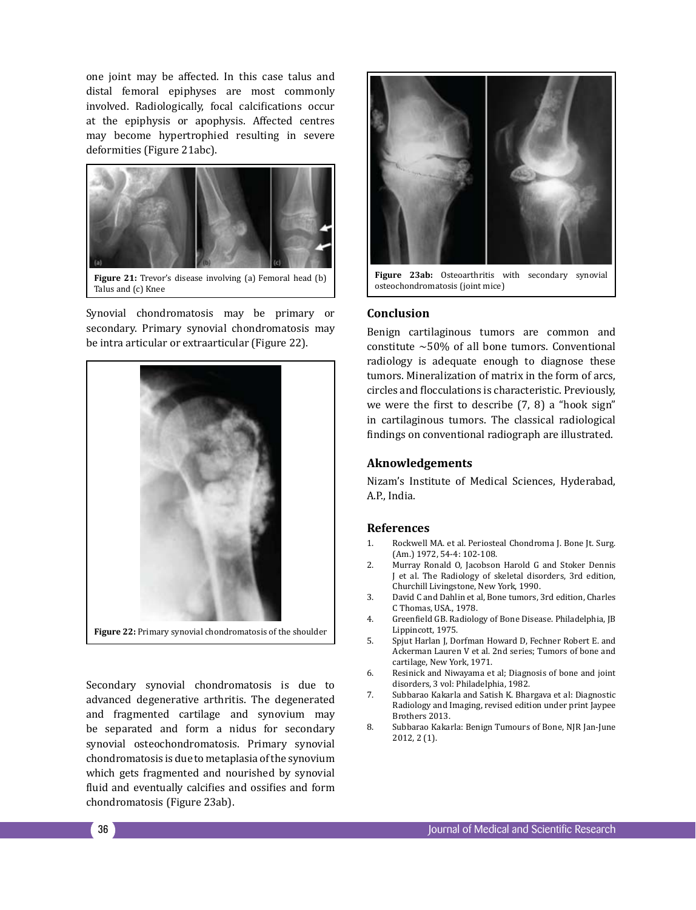one joint may be affected. In this case talus and distal femoral epiphyses are most commonly involved. Radiologically, focal calcifications occur at the epiphysis or apophysis. Affected centres may become hypertrophied resulting in severe deformities (Figure 21abc).

**Figure 21:** Trevor's disease involving (a) Femoral head (b) Talus and (c) Knee

Synovial chondromatosis may be primary or secondary. Primary synovial chondromatosis may be intra articular or extraarticular (Figure 22).

**Figure 22:** Primary synovial chondromatosis of the shoulder

Secondary synovial chondromatosis is due to advanced degenerative arthritis. The degenerated and fragmented cartilage and synovium may be separated and form a nidus for secondary synovial osteochondromatosis. Primary synovial chondromatosis is due to metaplasia of the synovium which gets fragmented and nourished by synovial fluid and eventually calcifies and ossifies and form chondromatosis (Figure 23ab).

**Figure 23ab:** Osteoarthritis with secondary synovial osteochondromatosis (joint mice)

## Conclusion

Benign cartilaginous tumors are common and constitute ~50% of all bone tumors. Conventional radiology is adequate enough to diagnose these tumors. Mineralization of matrix in the form of arcs, circles and flocculations is characteristic. Previously, we were the first to describe (7, 8) a "hook sign" in cartilaginous tumors. The classical radiological findings on conventional radiograph are illustrated.

## Aknowledgements

Nizam's Institute of Medical Sciences, Hyderabad, A.P., India.

## References

1. Rockwell MA. et al. Periosteal Chondroma J. Bone Jt. Surg. (Am.) 1972, 54-4: 102-108.
2. Murray Ronald O, Jacobson Harold G and Stoker Dennis J et al. The Radiology of skeletal disorders, 3rd edition, Churchill Livingstone, New York, 1990.
3. David C and Dahlin et al, Bone tumors, 3rd edition, Charles C Thomas, USA., 1978.
4. Greenfield GB. Radiology of Bone Disease. Philadelphia, JB Lippincott, 1975.
5. Spjut Harlan J, Dorfman Howard D, Fechner Robert E. and Ackerman Lauren V et al. 2nd series; Tumors of bone and cartilage, New York, 1971.
6. Resinick and Niwayama et al; Diagnosis of bone and joint disorders, 3 vol: Philadelphia, 1982.
7. Subbarao Kakarla and Satish K. Bhargava et al: Diagnostic Radiology and Imaging, revised edition under print Jaypee Brothers 2013.
8. Subbarao Kakarla: Benign Tumours of Bone, NJR Jan-June 2012, 2 (1).